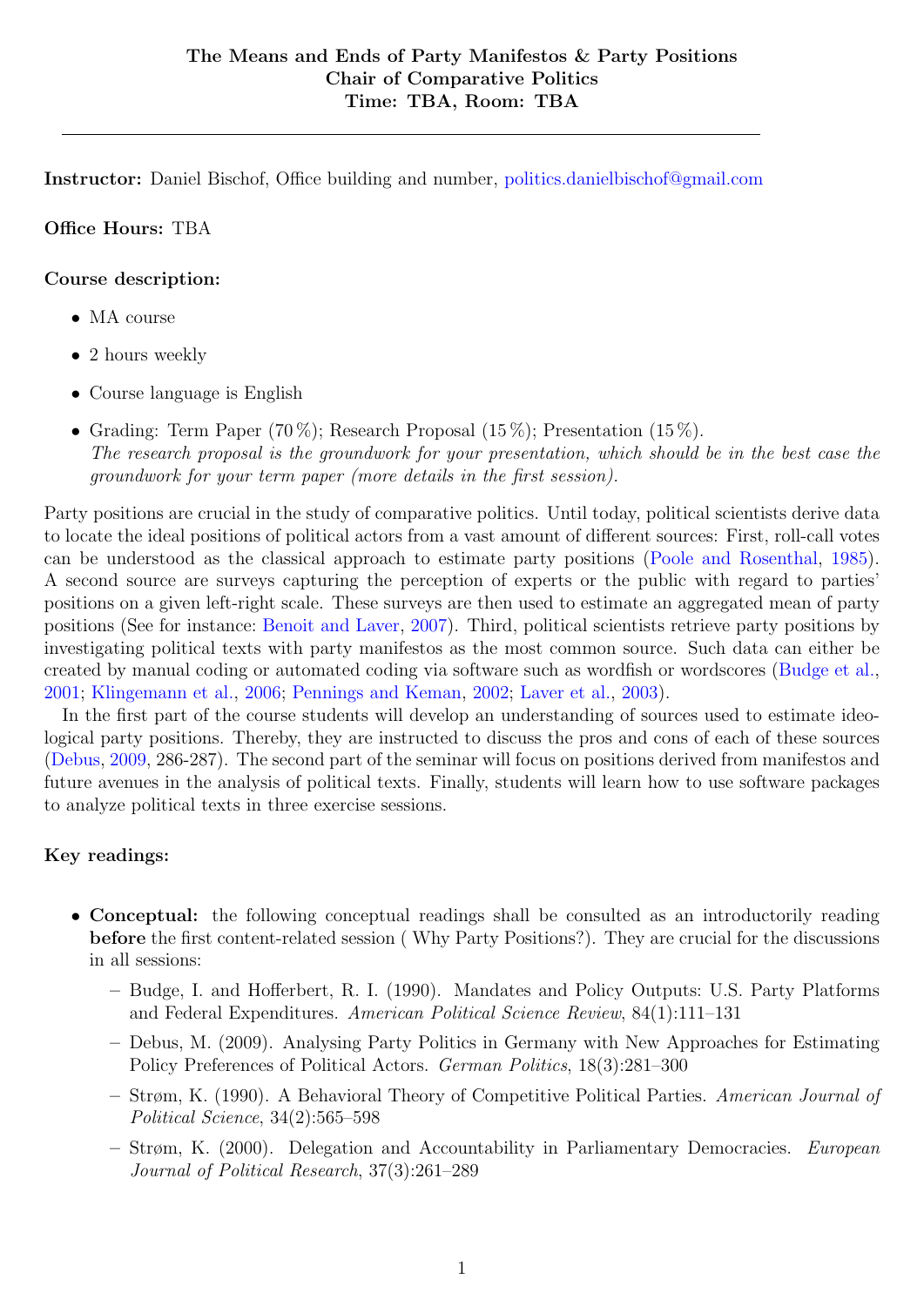**The Means and Ends of Party Manifestos & Party Positions**
**Chair of Comparative Politics**
**Time: TBA, Room: TBA**

---

**Instructor:** Daniel Bischof, Office building and number, politics.danielbischof@gmail.com

**Office Hours:** TBA

**Course description:**

- MA course
- 2 hours weekly
- Course language is English
- Grading: Term Paper (70 %); Research Proposal (15 %); Presentation (15 %).
  *The research proposal is the groundwork for your presentation, which should be in the best case the groundwork for your term paper (more details in the first session).*

Party positions are crucial in the study of comparative politics. Until today, political scientists derive data to locate the ideal positions of political actors from a vast amount of different sources: First, roll-call votes can be understood as the classical approach to estimate party positions (Poole and Rosenthal, 1985). A second source are surveys capturing the perception of experts or the public with regard to parties' positions on a given left-right scale. These surveys are then used to estimate an aggregated mean of party positions (See for instance: Benoit and Laver, 2007). Third, political scientists retrieve party positions by investigating political texts with party manifestos as the most common source. Such data can either be created by manual coding or automated coding via software such as wordfish or wordscores (Budge et al., 2001; Klingemann et al., 2006; Pennings and Keman, 2002; Laver et al., 2003).

In the first part of the course students will develop an understanding of sources used to estimate ideological party positions. Thereby, they are instructed to discuss the pros and cons of each of these sources (Debus, 2009, 286-287). The second part of the seminar will focus on positions derived from manifestos and future avenues in the analysis of political texts. Finally, students will learn how to use software packages to analyze political texts in three exercise sessions.

**Key readings:**

- **Conceptual:** the following conceptual readings shall be consulted as an introductorily reading **before** the first content-related session ( Why Party Positions?). They are crucial for the discussions in all sessions:
  - Budge, I. and Hofferbert, R. I. (1990). Mandates and Policy Outputs: U.S. Party Platforms and Federal Expenditures. *American Political Science Review*, 84(1):111–131
  - Debus, M. (2009). Analysing Party Politics in Germany with New Approaches for Estimating Policy Preferences of Political Actors. *German Politics*, 18(3):281–300
  - Strøm, K. (1990). A Behavioral Theory of Competitive Political Parties. *American Journal of Political Science*, 34(2):565–598
  - Strøm, K. (2000). Delegation and Accountability in Parliamentary Democracies. *European Journal of Political Research*, 37(3):261–289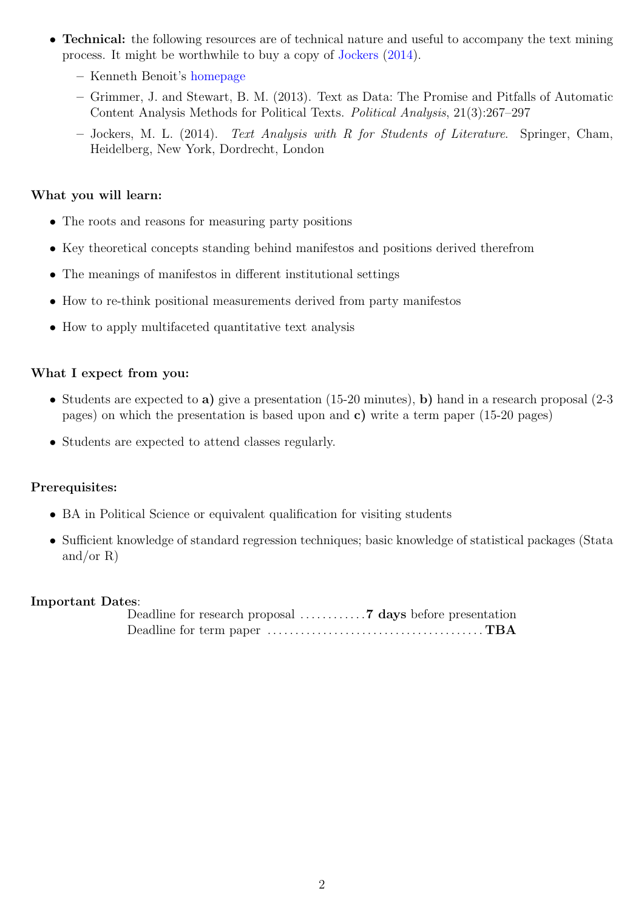- **Technical:** the following resources are of technical nature and useful to accompany the text mining process. It might be worthwhile to buy a copy of Jockers (2014).
  - Kenneth Benoit's homepage
  - Grimmer, J. and Stewart, B. M. (2013). Text as Data: The Promise and Pitfalls of Automatic Content Analysis Methods for Political Texts. *Political Analysis*, 21(3):267–297
  - Jockers, M. L. (2014). *Text Analysis with R for Students of Literature.* Springer, Cham, Heidelberg, New York, Dordrecht, London

**What you will learn:**

- The roots and reasons for measuring party positions
- Key theoretical concepts standing behind manifestos and positions derived therefrom
- The meanings of manifestos in different institutional settings
- How to re-think positional measurements derived from party manifestos
- How to apply multifaceted quantitative text analysis

**What I expect from you:**

- Students are expected to **a)** give a presentation (15-20 minutes), **b)** hand in a research proposal (2-3 pages) on which the presentation is based upon and **c)** write a term paper (15-20 pages)
- Students are expected to attend classes regularly.

**Prerequisites:**

- BA in Political Science or equivalent qualification for visiting students
- Sufficient knowledge of standard regression techniques; basic knowledge of statistical packages (Stata and/or R)

**Important Dates**:

Deadline for research proposal ............ **7 days** before presentation
Deadline for term paper ....................................... **TBA**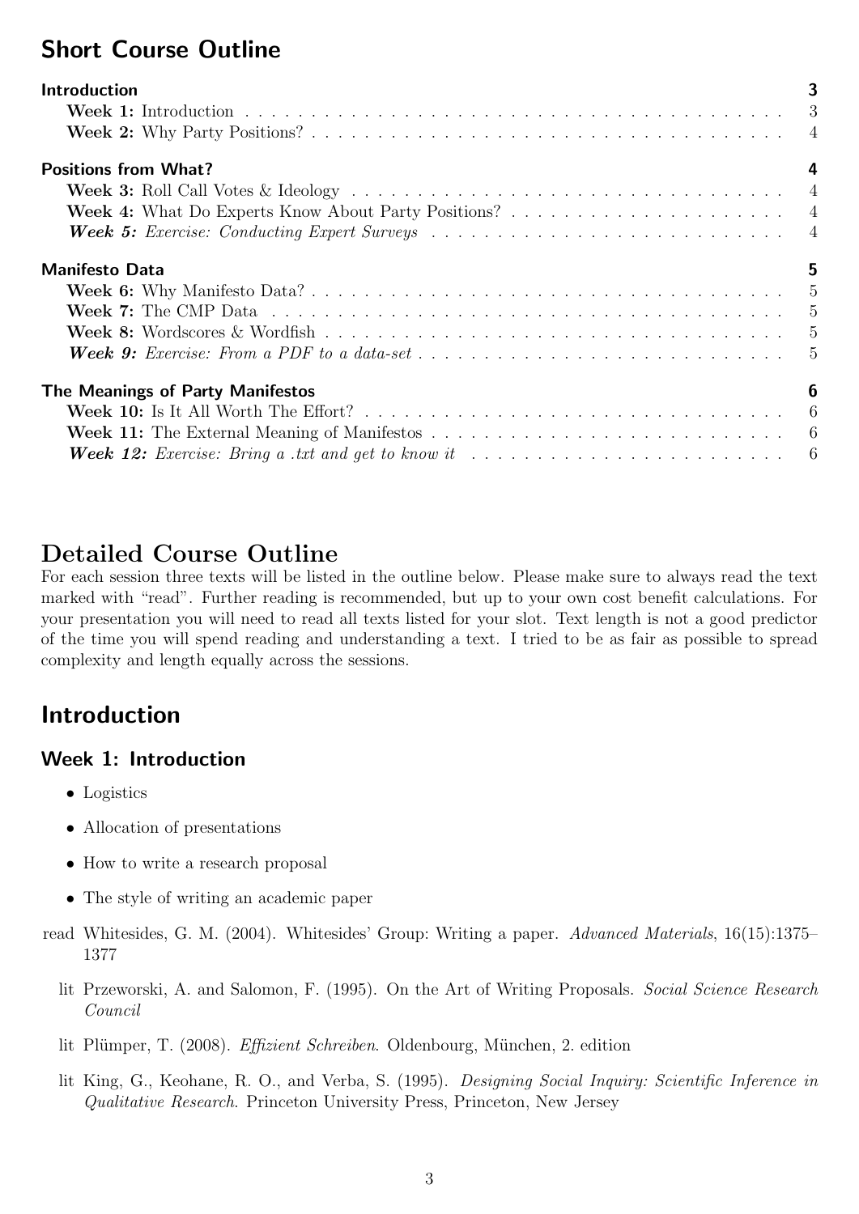## Short Course Outline

**Introduction** — 3
- **Week 1:** Introduction — 3
- **Week 2:** Why Party Positions? — 4

**Positions from What?** — 4
- **Week 3:** Roll Call Votes & Ideology — 4
- **Week 4:** What Do Experts Know About Party Positions? — 4
- ***Week 5:*** *Exercise: Conducting Expert Surveys* — 4

**Manifesto Data** — 5
- **Week 6:** Why Manifesto Data? — 5
- **Week 7:** The CMP Data — 5
- **Week 8:** Wordscores & Wordfish — 5
- ***Week 9:*** *Exercise: From a PDF to a data-set* — 5

**The Meanings of Party Manifestos** — 6
- **Week 10:** Is It All Worth The Effort? — 6
- **Week 11:** The External Meaning of Manifestos — 6
- ***Week 12:*** *Exercise: Bring a .txt and get to know it* — 6

# Detailed Course Outline

For each session three texts will be listed in the outline below. Please make sure to always read the text marked with "read". Further reading is recommended, but up to your own cost benefit calculations. For your presentation you will need to read all texts listed for your slot. Text length is not a good predictor of the time you will spend reading and understanding a text. I tried to be as fair as possible to spread complexity and length equally across the sessions.

## Introduction

### Week 1: Introduction

- Logistics
- Allocation of presentations
- How to write a research proposal
- The style of writing an academic paper

read Whitesides, G. M. (2004). Whitesides' Group: Writing a paper. *Advanced Materials*, 16(15):1375–1377

lit Przeworski, A. and Salomon, F. (1995). On the Art of Writing Proposals. *Social Science Research Council*

lit Plümper, T. (2008). *Effizient Schreiben*. Oldenbourg, München, 2. edition

lit King, G., Keohane, R. O., and Verba, S. (1995). *Designing Social Inquiry: Scientific Inference in Qualitative Research.* Princeton University Press, Princeton, New Jersey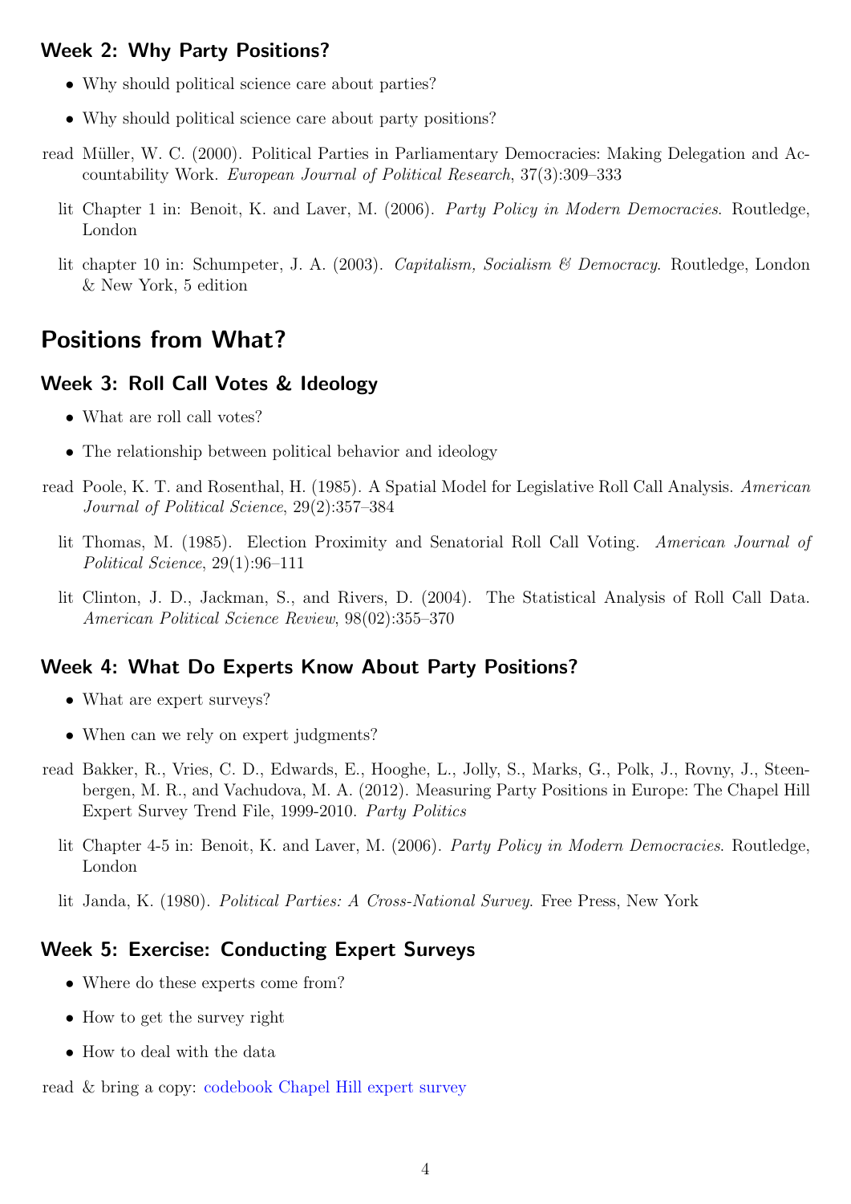### Week 2: Why Party Positions?

- Why should political science care about parties?
- Why should political science care about party positions?

read Müller, W. C. (2000). Political Parties in Parliamentary Democracies: Making Delegation and Accountability Work. *European Journal of Political Research*, 37(3):309–333

lit Chapter 1 in: Benoit, K. and Laver, M. (2006). *Party Policy in Modern Democracies*. Routledge, London

lit chapter 10 in: Schumpeter, J. A. (2003). *Capitalism, Socialism & Democracy*. Routledge, London & New York, 5 edition

## Positions from What?

### Week 3: Roll Call Votes & Ideology

- What are roll call votes?
- The relationship between political behavior and ideology

read Poole, K. T. and Rosenthal, H. (1985). A Spatial Model for Legislative Roll Call Analysis. *American Journal of Political Science*, 29(2):357–384

lit Thomas, M. (1985). Election Proximity and Senatorial Roll Call Voting. *American Journal of Political Science*, 29(1):96–111

lit Clinton, J. D., Jackman, S., and Rivers, D. (2004). The Statistical Analysis of Roll Call Data. *American Political Science Review*, 98(02):355–370

### Week 4: What Do Experts Know About Party Positions?

- What are expert surveys?
- When can we rely on expert judgments?

read Bakker, R., Vries, C. D., Edwards, E., Hooghe, L., Jolly, S., Marks, G., Polk, J., Rovny, J., Steenbergen, M. R., and Vachudova, M. A. (2012). Measuring Party Positions in Europe: The Chapel Hill Expert Survey Trend File, 1999-2010. *Party Politics*

lit Chapter 4-5 in: Benoit, K. and Laver, M. (2006). *Party Policy in Modern Democracies*. Routledge, London

lit Janda, K. (1980). *Political Parties: A Cross-National Survey*. Free Press, New York

### Week 5: Exercise: Conducting Expert Surveys

- Where do these experts come from?
- How to get the survey right
- How to deal with the data

read & bring a copy: codebook Chapel Hill expert survey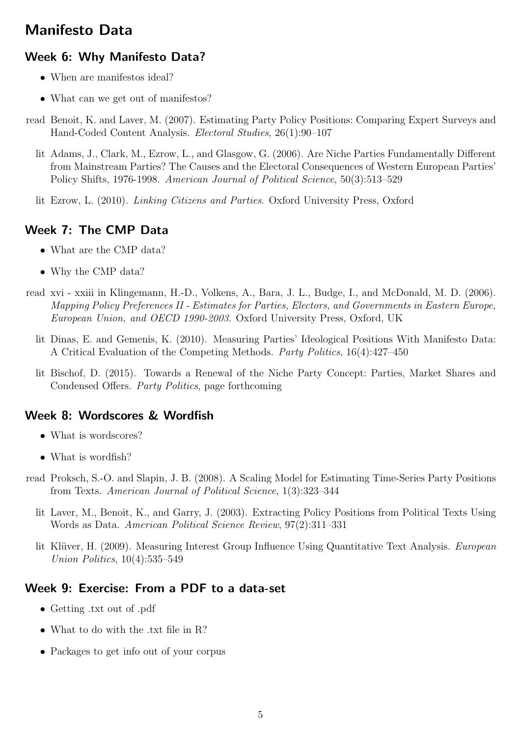# Manifesto Data

## Week 6: Why Manifesto Data?

- When are manifestos ideal?
- What can we get out of manifestos?

read Benoit, K. and Laver, M. (2007). Estimating Party Policy Positions: Comparing Expert Surveys and Hand-Coded Content Analysis. *Electoral Studies*, 26(1):90–107

lit Adams, J., Clark, M., Ezrow, L., and Glasgow, G. (2006). Are Niche Parties Fundamentally Different from Mainstream Parties? The Causes and the Electoral Consequences of Western European Parties' Policy Shifts, 1976-1998. *American Journal of Political Science*, 50(3):513–529

lit Ezrow, L. (2010). *Linking Citizens and Parties*. Oxford University Press, Oxford

## Week 7: The CMP Data

- What are the CMP data?
- Why the CMP data?

read xvi - xxiii in Klingemann, H.-D., Volkens, A., Bara, J. L., Budge, I., and McDonald, M. D. (2006). *Mapping Policy Preferences II - Estimates for Parties, Electors, and Governments in Eastern Europe, European Union, and OECD 1990-2003*. Oxford University Press, Oxford, UK

lit Dinas, E. and Gemenis, K. (2010). Measuring Parties' Ideological Positions With Manifesto Data: A Critical Evaluation of the Competing Methods. *Party Politics*, 16(4):427–450

lit Bischof, D. (2015). Towards a Renewal of the Niche Party Concept: Parties, Market Shares and Condensed Offers. *Party Politics*, page forthcoming

## Week 8: Wordscores & Wordfish

- What is wordscores?
- What is wordfish?

read Proksch, S.-O. and Slapin, J. B. (2008). A Scaling Model for Estimating Time-Series Party Positions from Texts. *American Journal of Political Science*, 1(3):323–344

lit Laver, M., Benoit, K., and Garry, J. (2003). Extracting Policy Positions from Political Texts Using Words as Data. *American Political Science Review*, 97(2):311–331

lit Klüver, H. (2009). Measuring Interest Group Influence Using Quantitative Text Analysis. *European Union Politics*, 10(4):535–549

## Week 9: Exercise: From a PDF to a data-set

- Getting .txt out of .pdf
- What to do with the .txt file in R?
- Packages to get info out of your corpus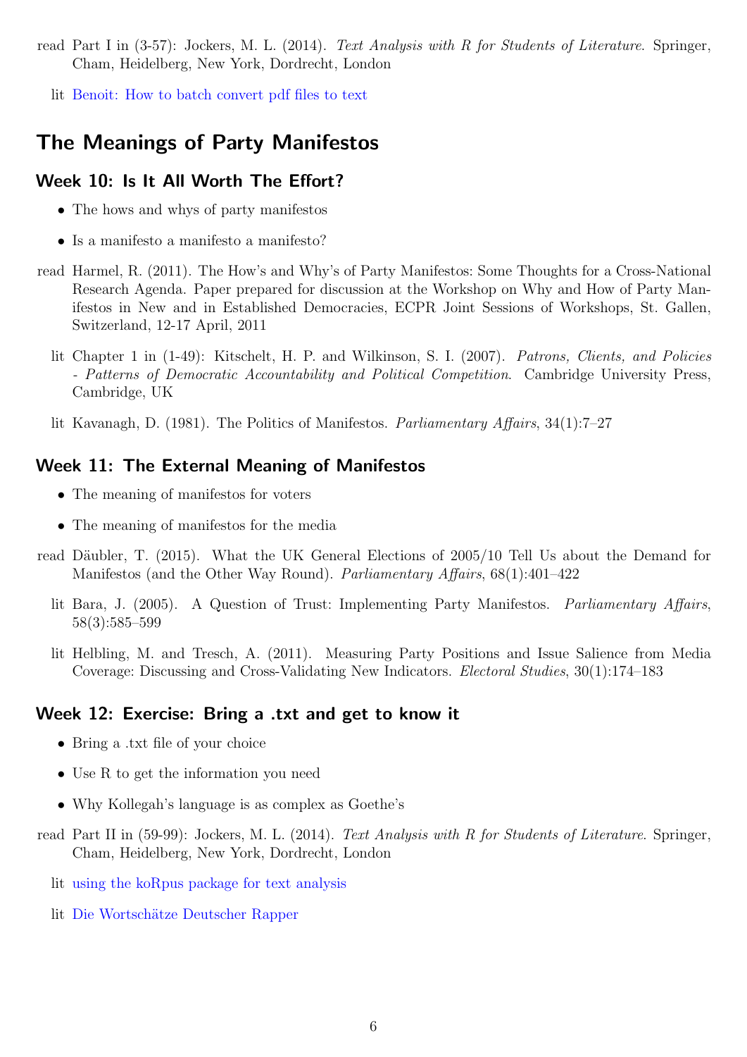read Part I in (3-57): Jockers, M. L. (2014). *Text Analysis with R for Students of Literature*. Springer, Cham, Heidelberg, New York, Dordrecht, London

lit Benoit: How to batch convert pdf files to text

## The Meanings of Party Manifestos

### Week 10: Is It All Worth The Effort?

- The hows and whys of party manifestos
- Is a manifesto a manifesto a manifesto?

read Harmel, R. (2011). The How's and Why's of Party Manifestos: Some Thoughts for a Cross-National Research Agenda. Paper prepared for discussion at the Workshop on Why and How of Party Manifestos in New and in Established Democracies, ECPR Joint Sessions of Workshops, St. Gallen, Switzerland, 12-17 April, 2011

lit Chapter 1 in (1-49): Kitschelt, H. P. and Wilkinson, S. I. (2007). *Patrons, Clients, and Policies - Patterns of Democratic Accountability and Political Competition*. Cambridge University Press, Cambridge, UK

lit Kavanagh, D. (1981). The Politics of Manifestos. *Parliamentary Affairs*, 34(1):7–27

### Week 11: The External Meaning of Manifestos

- The meaning of manifestos for voters
- The meaning of manifestos for the media

read Däubler, T. (2015). What the UK General Elections of 2005/10 Tell Us about the Demand for Manifestos (and the Other Way Round). *Parliamentary Affairs*, 68(1):401–422

lit Bara, J. (2005). A Question of Trust: Implementing Party Manifestos. *Parliamentary Affairs*, 58(3):585–599

lit Helbling, M. and Tresch, A. (2011). Measuring Party Positions and Issue Salience from Media Coverage: Discussing and Cross-Validating New Indicators. *Electoral Studies*, 30(1):174–183

### Week 12: Exercise: Bring a .txt and get to know it

- Bring a .txt file of your choice
- Use R to get the information you need
- Why Kollegah's language is as complex as Goethe's

read Part II in (59-99): Jockers, M. L. (2014). *Text Analysis with R for Students of Literature*. Springer, Cham, Heidelberg, New York, Dordrecht, London

lit using the koRpus package for text analysis

lit Die Wortschätze Deutscher Rapper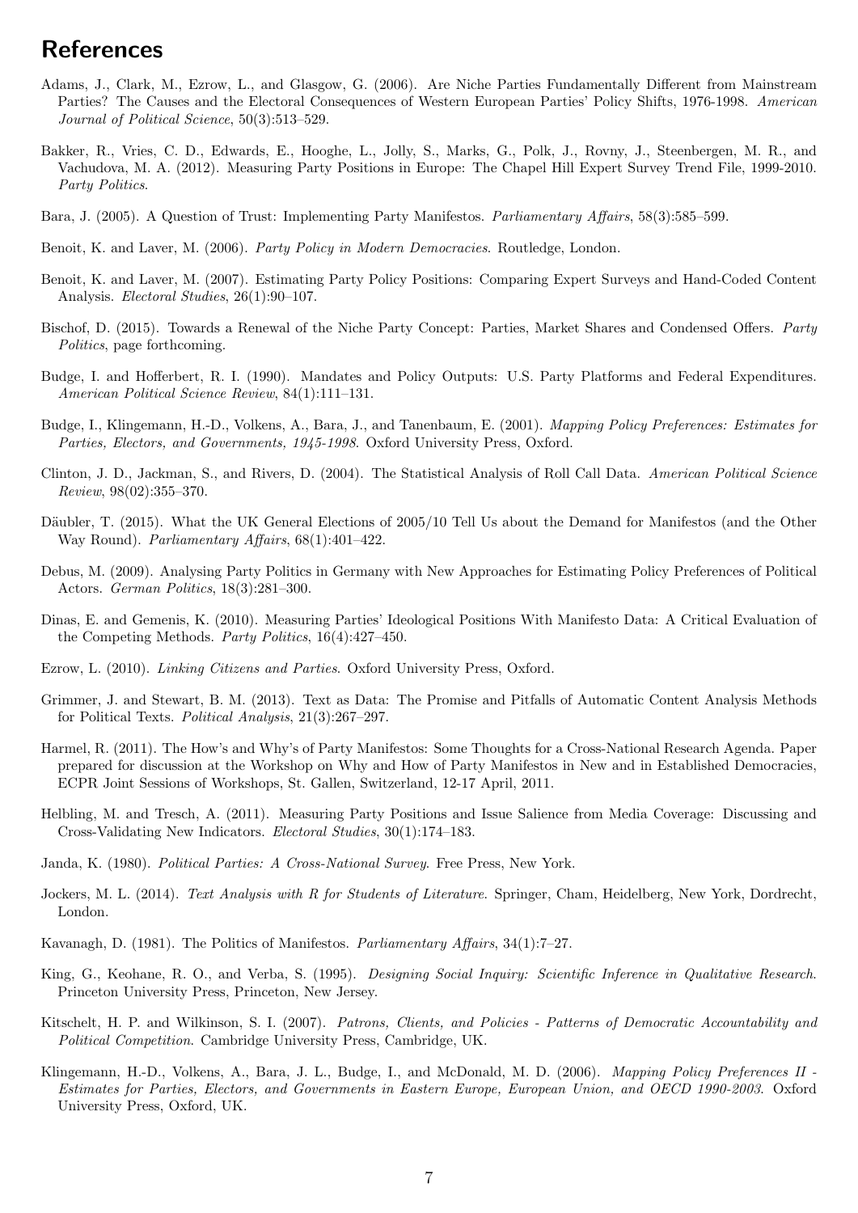# References

Adams, J., Clark, M., Ezrow, L., and Glasgow, G. (2006). Are Niche Parties Fundamentally Different from Mainstream Parties? The Causes and the Electoral Consequences of Western European Parties' Policy Shifts, 1976-1998. *American Journal of Political Science*, 50(3):513–529.

Bakker, R., Vries, C. D., Edwards, E., Hooghe, L., Jolly, S., Marks, G., Polk, J., Rovny, J., Steenbergen, M. R., and Vachudova, M. A. (2012). Measuring Party Positions in Europe: The Chapel Hill Expert Survey Trend File, 1999-2010. *Party Politics*.

Bara, J. (2005). A Question of Trust: Implementing Party Manifestos. *Parliamentary Affairs*, 58(3):585–599.

Benoit, K. and Laver, M. (2006). *Party Policy in Modern Democracies*. Routledge, London.

Benoit, K. and Laver, M. (2007). Estimating Party Policy Positions: Comparing Expert Surveys and Hand-Coded Content Analysis. *Electoral Studies*, 26(1):90–107.

Bischof, D. (2015). Towards a Renewal of the Niche Party Concept: Parties, Market Shares and Condensed Offers. *Party Politics*, page forthcoming.

Budge, I. and Hofferbert, R. I. (1990). Mandates and Policy Outputs: U.S. Party Platforms and Federal Expenditures. *American Political Science Review*, 84(1):111–131.

Budge, I., Klingemann, H.-D., Volkens, A., Bara, J., and Tanenbaum, E. (2001). *Mapping Policy Preferences: Estimates for Parties, Electors, and Governments, 1945-1998*. Oxford University Press, Oxford.

Clinton, J. D., Jackman, S., and Rivers, D. (2004). The Statistical Analysis of Roll Call Data. *American Political Science Review*, 98(02):355–370.

Däubler, T. (2015). What the UK General Elections of 2005/10 Tell Us about the Demand for Manifestos (and the Other Way Round). *Parliamentary Affairs*, 68(1):401–422.

Debus, M. (2009). Analysing Party Politics in Germany with New Approaches for Estimating Policy Preferences of Political Actors. *German Politics*, 18(3):281–300.

Dinas, E. and Gemenis, K. (2010). Measuring Parties' Ideological Positions With Manifesto Data: A Critical Evaluation of the Competing Methods. *Party Politics*, 16(4):427–450.

Ezrow, L. (2010). *Linking Citizens and Parties*. Oxford University Press, Oxford.

Grimmer, J. and Stewart, B. M. (2013). Text as Data: The Promise and Pitfalls of Automatic Content Analysis Methods for Political Texts. *Political Analysis*, 21(3):267–297.

Harmel, R. (2011). The How's and Why's of Party Manifestos: Some Thoughts for a Cross-National Research Agenda. Paper prepared for discussion at the Workshop on Why and How of Party Manifestos in New and in Established Democracies, ECPR Joint Sessions of Workshops, St. Gallen, Switzerland, 12-17 April, 2011.

Helbling, M. and Tresch, A. (2011). Measuring Party Positions and Issue Salience from Media Coverage: Discussing and Cross-Validating New Indicators. *Electoral Studies*, 30(1):174–183.

Janda, K. (1980). *Political Parties: A Cross-National Survey*. Free Press, New York.

Jockers, M. L. (2014). *Text Analysis with R for Students of Literature*. Springer, Cham, Heidelberg, New York, Dordrecht, London.

Kavanagh, D. (1981). The Politics of Manifestos. *Parliamentary Affairs*, 34(1):7–27.

King, G., Keohane, R. O., and Verba, S. (1995). *Designing Social Inquiry: Scientific Inference in Qualitative Research*. Princeton University Press, Princeton, New Jersey.

Kitschelt, H. P. and Wilkinson, S. I. (2007). *Patrons, Clients, and Policies - Patterns of Democratic Accountability and Political Competition*. Cambridge University Press, Cambridge, UK.

Klingemann, H.-D., Volkens, A., Bara, J. L., Budge, I., and McDonald, M. D. (2006). *Mapping Policy Preferences II - Estimates for Parties, Electors, and Governments in Eastern Europe, European Union, and OECD 1990-2003*. Oxford University Press, Oxford, UK.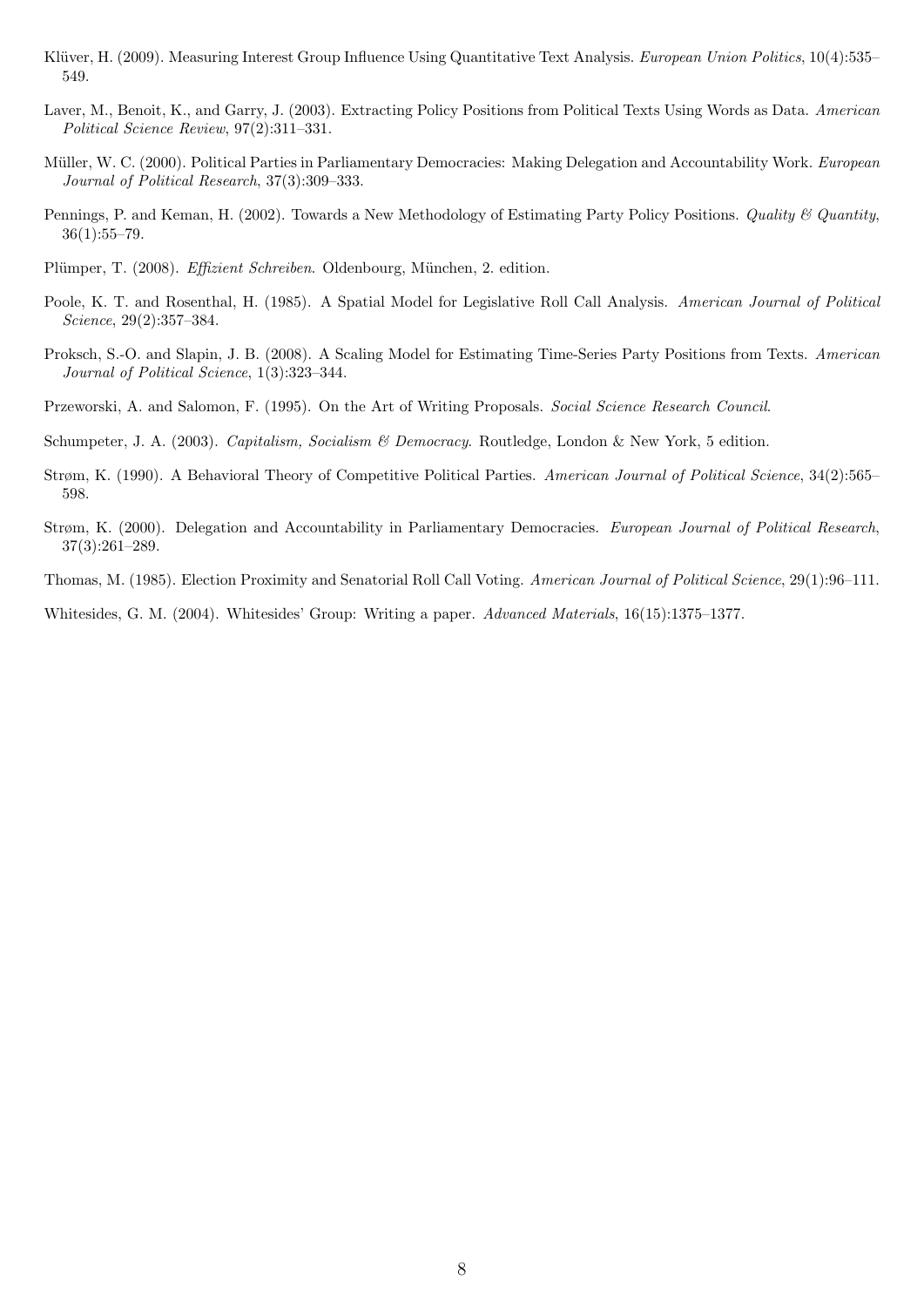Klüver, H. (2009). Measuring Interest Group Influence Using Quantitative Text Analysis. *European Union Politics*, 10(4):535–549.

Laver, M., Benoit, K., and Garry, J. (2003). Extracting Policy Positions from Political Texts Using Words as Data. *American Political Science Review*, 97(2):311–331.

Müller, W. C. (2000). Political Parties in Parliamentary Democracies: Making Delegation and Accountability Work. *European Journal of Political Research*, 37(3):309–333.

Pennings, P. and Keman, H. (2002). Towards a New Methodology of Estimating Party Policy Positions. *Quality & Quantity*, 36(1):55–79.

Plümper, T. (2008). *Effizient Schreiben*. Oldenbourg, München, 2. edition.

Poole, K. T. and Rosenthal, H. (1985). A Spatial Model for Legislative Roll Call Analysis. *American Journal of Political Science*, 29(2):357–384.

Proksch, S.-O. and Slapin, J. B. (2008). A Scaling Model for Estimating Time-Series Party Positions from Texts. *American Journal of Political Science*, 1(3):323–344.

Przeworski, A. and Salomon, F. (1995). On the Art of Writing Proposals. *Social Science Research Council*.

Schumpeter, J. A. (2003). *Capitalism, Socialism & Democracy*. Routledge, London & New York, 5 edition.

Strøm, K. (1990). A Behavioral Theory of Competitive Political Parties. *American Journal of Political Science*, 34(2):565–598.

Strøm, K. (2000). Delegation and Accountability in Parliamentary Democracies. *European Journal of Political Research*, 37(3):261–289.

Thomas, M. (1985). Election Proximity and Senatorial Roll Call Voting. *American Journal of Political Science*, 29(1):96–111.

Whitesides, G. M. (2004). Whitesides' Group: Writing a paper. *Advanced Materials*, 16(15):1375–1377.